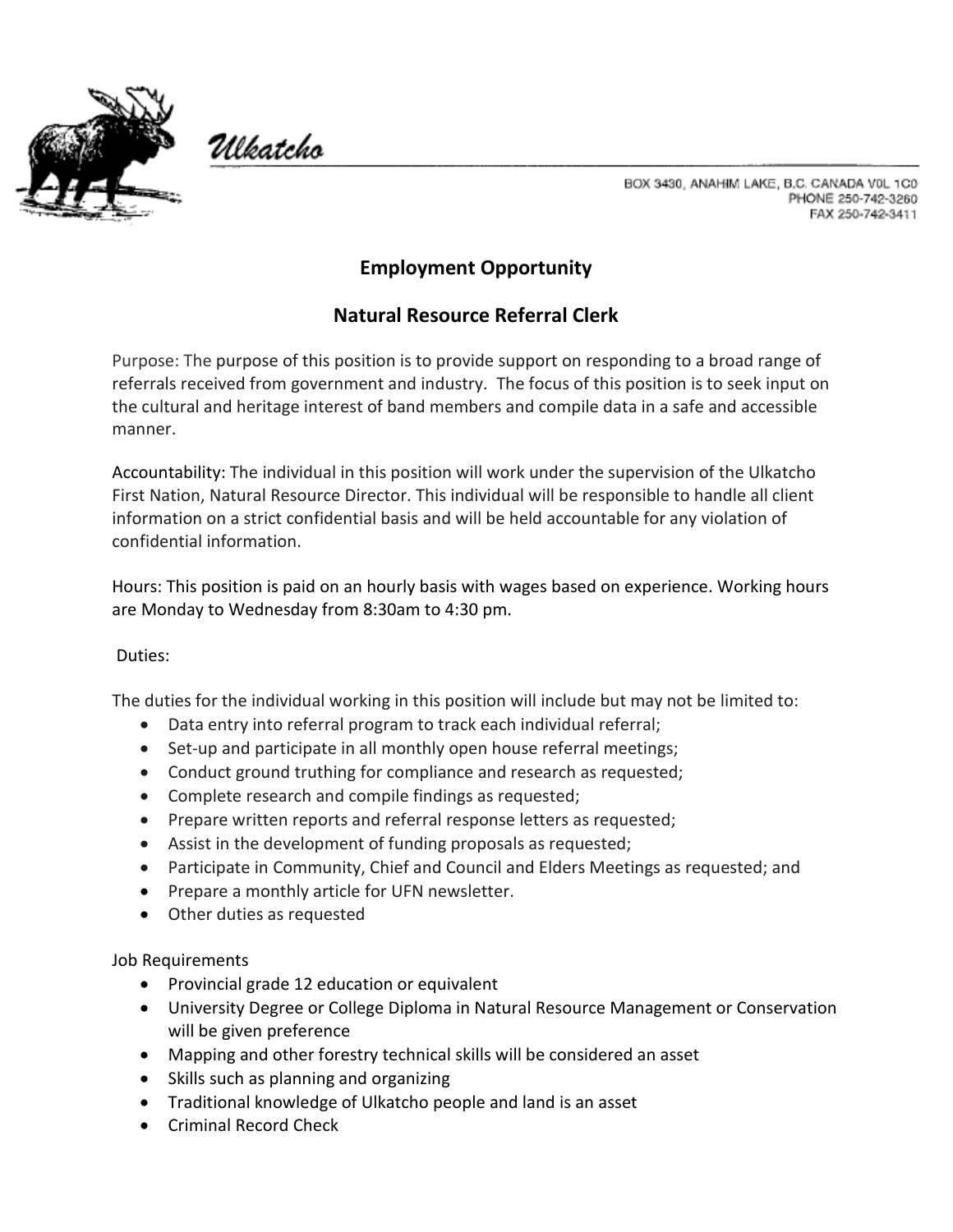Ulkatcho

BOX 3430, ANAHIM LAKE, B.C. CANADA V0L 1C0
PHONE 250-742-3260
FAX 250-742-3411

## Employment Opportunity

## Natural Resource Referral Clerk

Purpose: The purpose of this position is to provide support on responding to a broad range of referrals received from government and industry. The focus of this position is to seek input on the cultural and heritage interest of band members and compile data in a safe and accessible manner.

Accountability: The individual in this position will work under the supervision of the Ulkatcho First Nation, Natural Resource Director. This individual will be responsible to handle all client information on a strict confidential basis and will be held accountable for any violation of confidential information.

Hours: This position is paid on an hourly basis with wages based on experience. Working hours are Monday to Wednesday from 8:30am to 4:30 pm.

Duties:

The duties for the individual working in this position will include but may not be limited to:

- Data entry into referral program to track each individual referral;
- Set-up and participate in all monthly open house referral meetings;
- Conduct ground truthing for compliance and research as requested;
- Complete research and compile findings as requested;
- Prepare written reports and referral response letters as requested;
- Assist in the development of funding proposals as requested;
- Participate in Community, Chief and Council and Elders Meetings as requested; and
- Prepare a monthly article for UFN newsletter.
- Other duties as requested

Job Requirements

- Provincial grade 12 education or equivalent
- University Degree or College Diploma in Natural Resource Management or Conservation will be given preference
- Mapping and other forestry technical skills will be considered an asset
- Skills such as planning and organizing
- Traditional knowledge of Ulkatcho people and land is an asset
- Criminal Record Check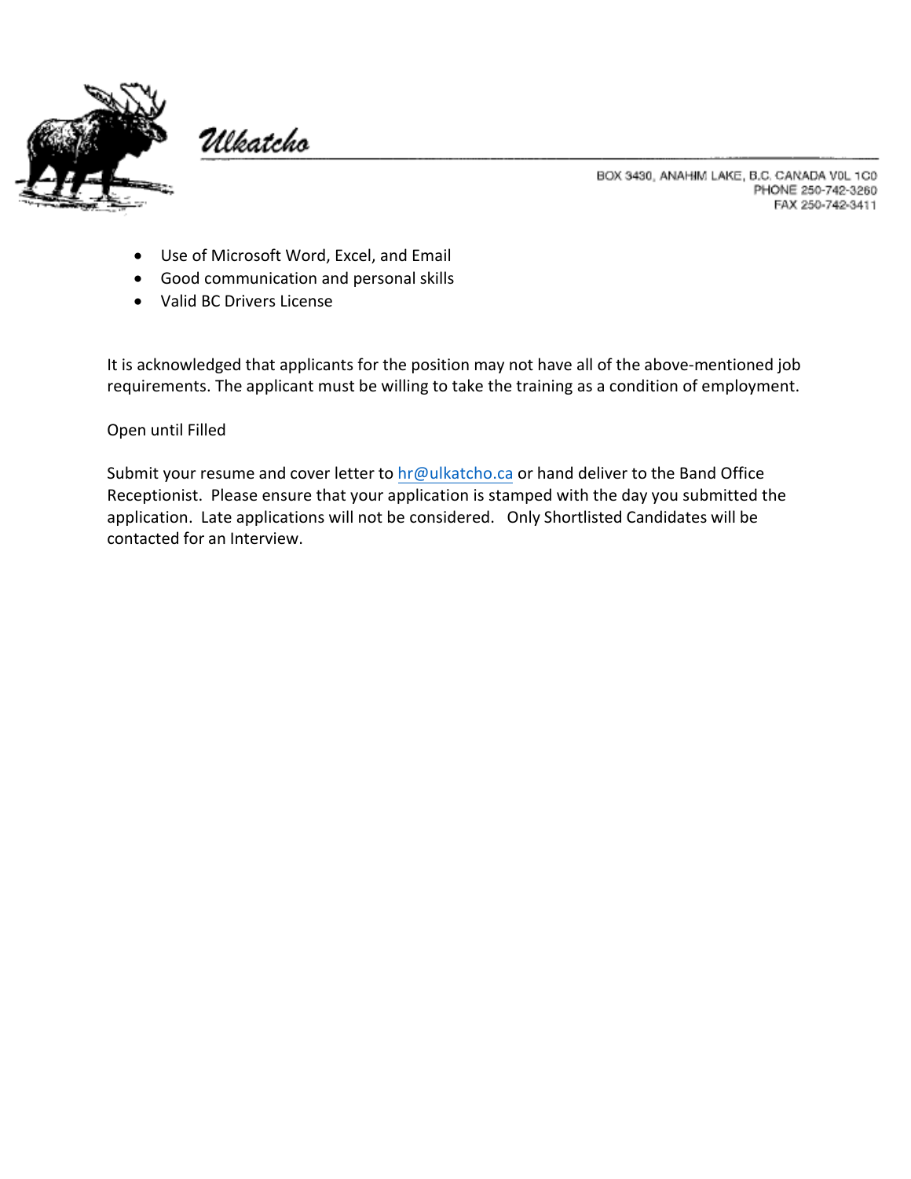- Use of Microsoft Word, Excel, and Email
- Good communication and personal skills
- Valid BC Drivers License

It is acknowledged that applicants for the position may not have all of the above-mentioned job requirements. The applicant must be willing to take the training as a condition of employment.

Open until Filled

Submit your resume and cover letter to hr@ulkatcho.ca or hand deliver to the Band Office Receptionist. Please ensure that your application is stamped with the day you submitted the application. Late applications will not be considered. Only Shortlisted Candidates will be contacted for an Interview.